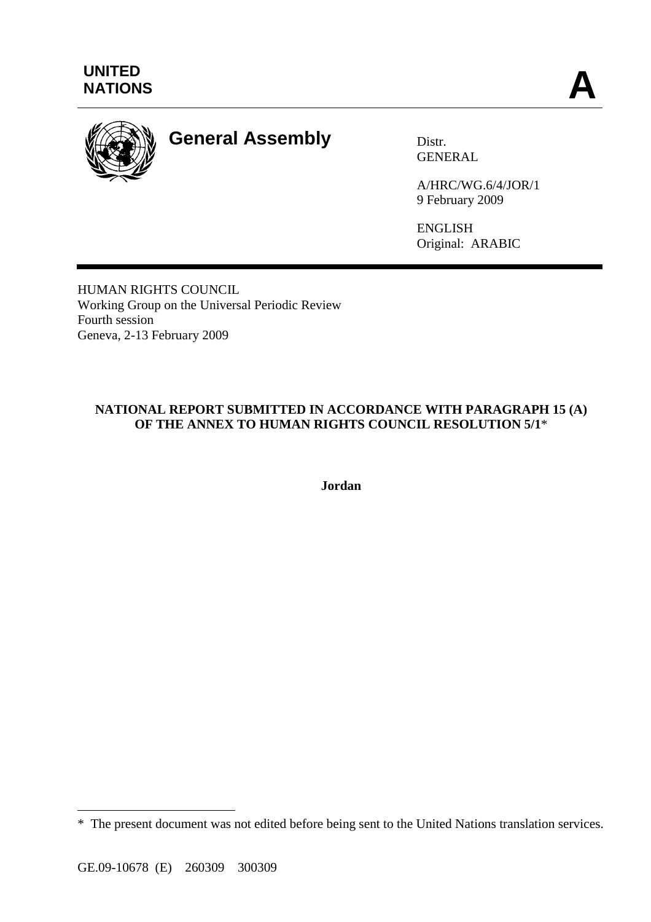UNITED NATIONS

**A**

# General Assembly

Distr.
GENERAL

A/HRC/WG.6/4/JOR/1
9 February 2009

ENGLISH
Original: ARABIC

HUMAN RIGHTS COUNCIL
Working Group on the Universal Periodic Review
Fourth session
Geneva, 2-13 February 2009

**NATIONAL REPORT SUBMITTED IN ACCORDANCE WITH PARAGRAPH 15 (A) OF THE ANNEX TO HUMAN RIGHTS COUNCIL RESOLUTION 5/1***

**Jordan**

---

* The present document was not edited before being sent to the United Nations translation services.

GE.09-10678 (E) 260309 300309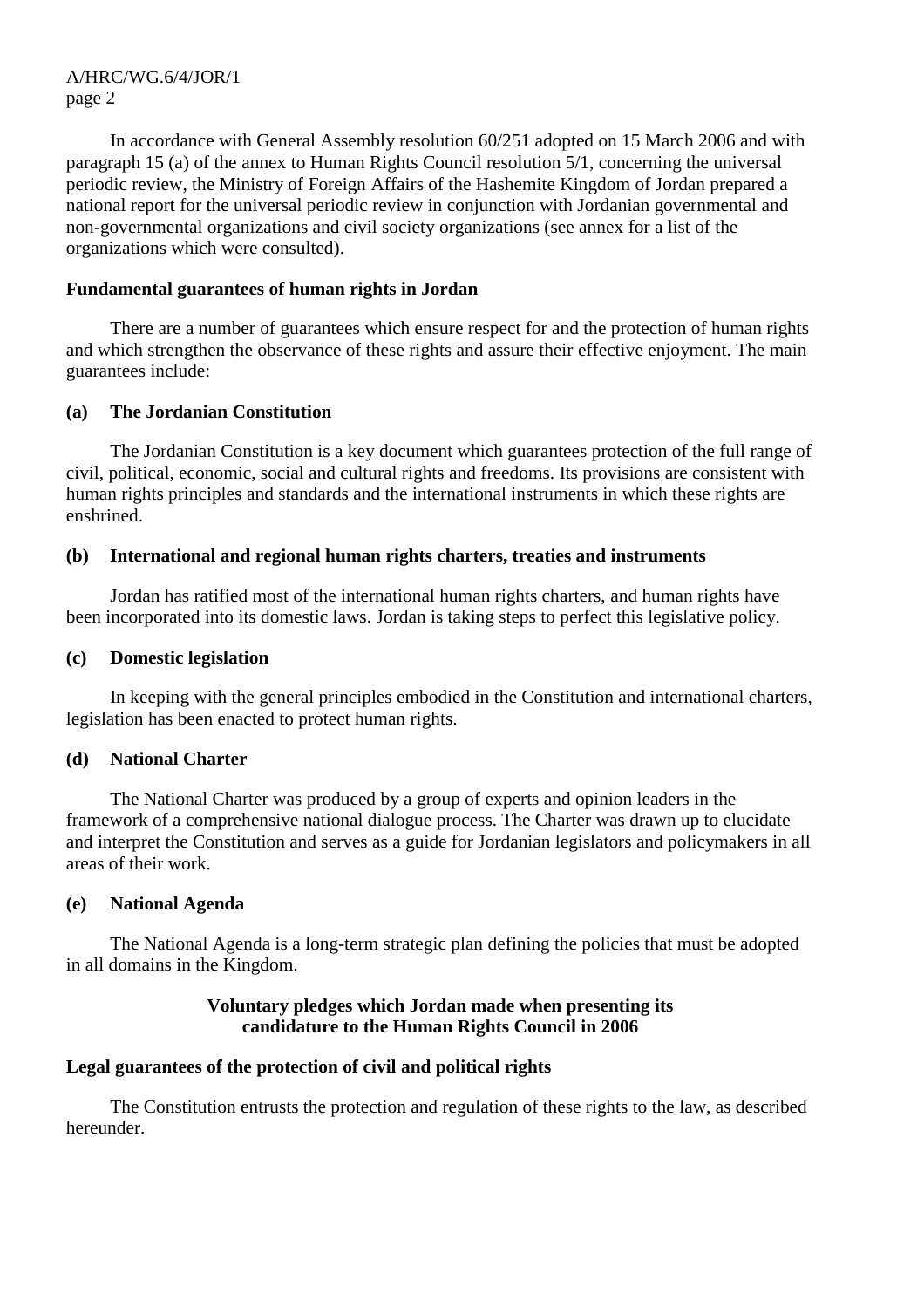In accordance with General Assembly resolution 60/251 adopted on 15 March 2006 and with paragraph 15 (a) of the annex to Human Rights Council resolution 5/1, concerning the universal periodic review, the Ministry of Foreign Affairs of the Hashemite Kingdom of Jordan prepared a national report for the universal periodic review in conjunction with Jordanian governmental and non-governmental organizations and civil society organizations (see annex for a list of the organizations which were consulted).

**Fundamental guarantees of human rights in Jordan**

There are a number of guarantees which ensure respect for and the protection of human rights and which strengthen the observance of these rights and assure their effective enjoyment. The main guarantees include:

**(a) The Jordanian Constitution**

The Jordanian Constitution is a key document which guarantees protection of the full range of civil, political, economic, social and cultural rights and freedoms. Its provisions are consistent with human rights principles and standards and the international instruments in which these rights are enshrined.

**(b) International and regional human rights charters, treaties and instruments**

Jordan has ratified most of the international human rights charters, and human rights have been incorporated into its domestic laws. Jordan is taking steps to perfect this legislative policy.

**(c) Domestic legislation**

In keeping with the general principles embodied in the Constitution and international charters, legislation has been enacted to protect human rights.

**(d) National Charter**

The National Charter was produced by a group of experts and opinion leaders in the framework of a comprehensive national dialogue process. The Charter was drawn up to elucidate and interpret the Constitution and serves as a guide for Jordanian legislators and policymakers in all areas of their work.

**(e) National Agenda**

The National Agenda is a long-term strategic plan defining the policies that must be adopted in all domains in the Kingdom.

**Voluntary pledges which Jordan made when presenting its candidature to the Human Rights Council in 2006**

**Legal guarantees of the protection of civil and political rights**

The Constitution entrusts the protection and regulation of these rights to the law, as described hereunder.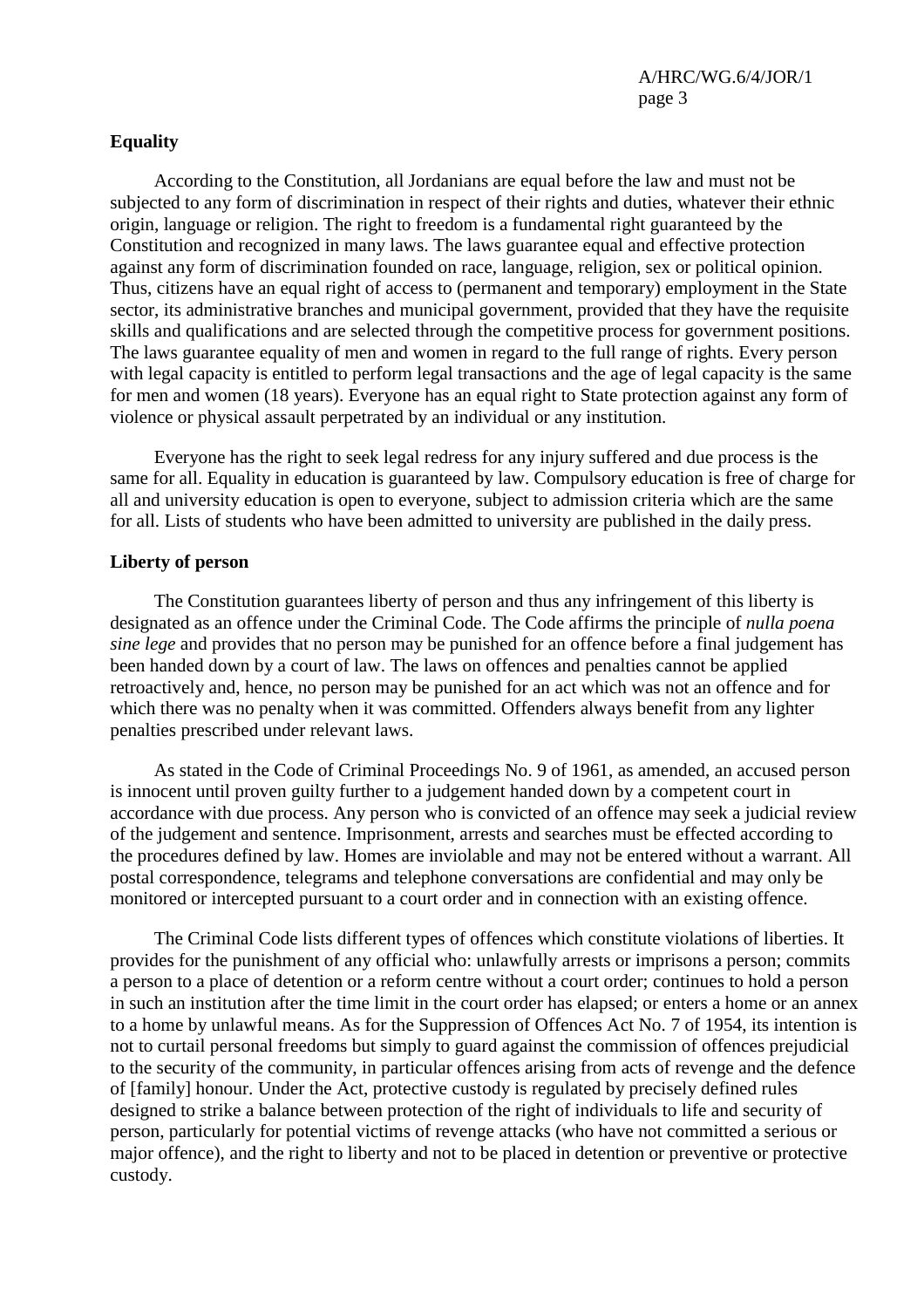**Equality**

According to the Constitution, all Jordanians are equal before the law and must not be subjected to any form of discrimination in respect of their rights and duties, whatever their ethnic origin, language or religion. The right to freedom is a fundamental right guaranteed by the Constitution and recognized in many laws. The laws guarantee equal and effective protection against any form of discrimination founded on race, language, religion, sex or political opinion. Thus, citizens have an equal right of access to (permanent and temporary) employment in the State sector, its administrative branches and municipal government, provided that they have the requisite skills and qualifications and are selected through the competitive process for government positions. The laws guarantee equality of men and women in regard to the full range of rights. Every person with legal capacity is entitled to perform legal transactions and the age of legal capacity is the same for men and women (18 years). Everyone has an equal right to State protection against any form of violence or physical assault perpetrated by an individual or any institution.

Everyone has the right to seek legal redress for any injury suffered and due process is the same for all. Equality in education is guaranteed by law. Compulsory education is free of charge for all and university education is open to everyone, subject to admission criteria which are the same for all. Lists of students who have been admitted to university are published in the daily press.

**Liberty of person**

The Constitution guarantees liberty of person and thus any infringement of this liberty is designated as an offence under the Criminal Code. The Code affirms the principle of *nulla poena sine lege* and provides that no person may be punished for an offence before a final judgement has been handed down by a court of law. The laws on offences and penalties cannot be applied retroactively and, hence, no person may be punished for an act which was not an offence and for which there was no penalty when it was committed. Offenders always benefit from any lighter penalties prescribed under relevant laws.

As stated in the Code of Criminal Proceedings No. 9 of 1961, as amended, an accused person is innocent until proven guilty further to a judgement handed down by a competent court in accordance with due process. Any person who is convicted of an offence may seek a judicial review of the judgement and sentence. Imprisonment, arrests and searches must be effected according to the procedures defined by law. Homes are inviolable and may not be entered without a warrant. All postal correspondence, telegrams and telephone conversations are confidential and may only be monitored or intercepted pursuant to a court order and in connection with an existing offence.

The Criminal Code lists different types of offences which constitute violations of liberties. It provides for the punishment of any official who: unlawfully arrests or imprisons a person; commits a person to a place of detention or a reform centre without a court order; continues to hold a person in such an institution after the time limit in the court order has elapsed; or enters a home or an annex to a home by unlawful means. As for the Suppression of Offences Act No. 7 of 1954, its intention is not to curtail personal freedoms but simply to guard against the commission of offences prejudicial to the security of the community, in particular offences arising from acts of revenge and the defence of [family] honour. Under the Act, protective custody is regulated by precisely defined rules designed to strike a balance between protection of the right of individuals to life and security of person, particularly for potential victims of revenge attacks (who have not committed a serious or major offence), and the right to liberty and not to be placed in detention or preventive or protective custody.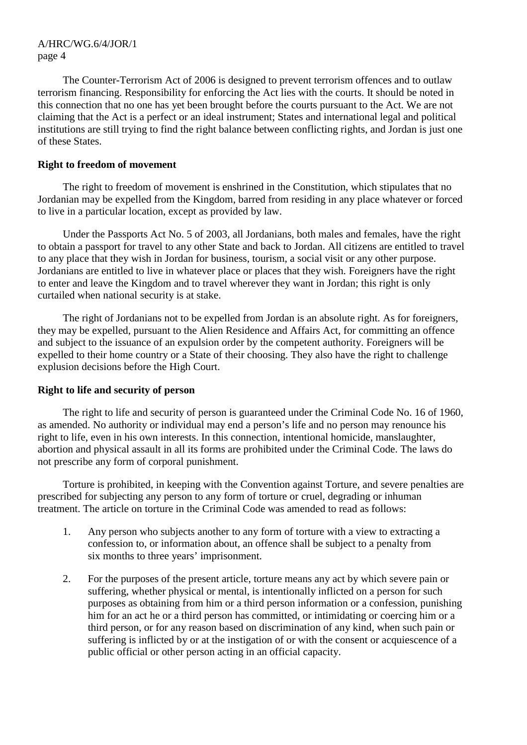The Counter-Terrorism Act of 2006 is designed to prevent terrorism offences and to outlaw terrorism financing. Responsibility for enforcing the Act lies with the courts. It should be noted in this connection that no one has yet been brought before the courts pursuant to the Act. We are not claiming that the Act is a perfect or an ideal instrument; States and international legal and political institutions are still trying to find the right balance between conflicting rights, and Jordan is just one of these States.

**Right to freedom of movement**

The right to freedom of movement is enshrined in the Constitution, which stipulates that no Jordanian may be expelled from the Kingdom, barred from residing in any place whatever or forced to live in a particular location, except as provided by law.

Under the Passports Act No. 5 of 2003, all Jordanians, both males and females, have the right to obtain a passport for travel to any other State and back to Jordan. All citizens are entitled to travel to any place that they wish in Jordan for business, tourism, a social visit or any other purpose. Jordanians are entitled to live in whatever place or places that they wish. Foreigners have the right to enter and leave the Kingdom and to travel wherever they want in Jordan; this right is only curtailed when national security is at stake.

The right of Jordanians not to be expelled from Jordan is an absolute right. As for foreigners, they may be expelled, pursuant to the Alien Residence and Affairs Act, for committing an offence and subject to the issuance of an expulsion order by the competent authority. Foreigners will be expelled to their home country or a State of their choosing. They also have the right to challenge explusion decisions before the High Court.

**Right to life and security of person**

The right to life and security of person is guaranteed under the Criminal Code No. 16 of 1960, as amended. No authority or individual may end a person's life and no person may renounce his right to life, even in his own interests. In this connection, intentional homicide, manslaughter, abortion and physical assault in all its forms are prohibited under the Criminal Code. The laws do not prescribe any form of corporal punishment.

Torture is prohibited, in keeping with the Convention against Torture, and severe penalties are prescribed for subjecting any person to any form of torture or cruel, degrading or inhuman treatment. The article on torture in the Criminal Code was amended to read as follows:

1. Any person who subjects another to any form of torture with a view to extracting a confession to, or information about, an offence shall be subject to a penalty from six months to three years' imprisonment.

2. For the purposes of the present article, torture means any act by which severe pain or suffering, whether physical or mental, is intentionally inflicted on a person for such purposes as obtaining from him or a third person information or a confession, punishing him for an act he or a third person has committed, or intimidating or coercing him or a third person, or for any reason based on discrimination of any kind, when such pain or suffering is inflicted by or at the instigation of or with the consent or acquiescence of a public official or other person acting in an official capacity.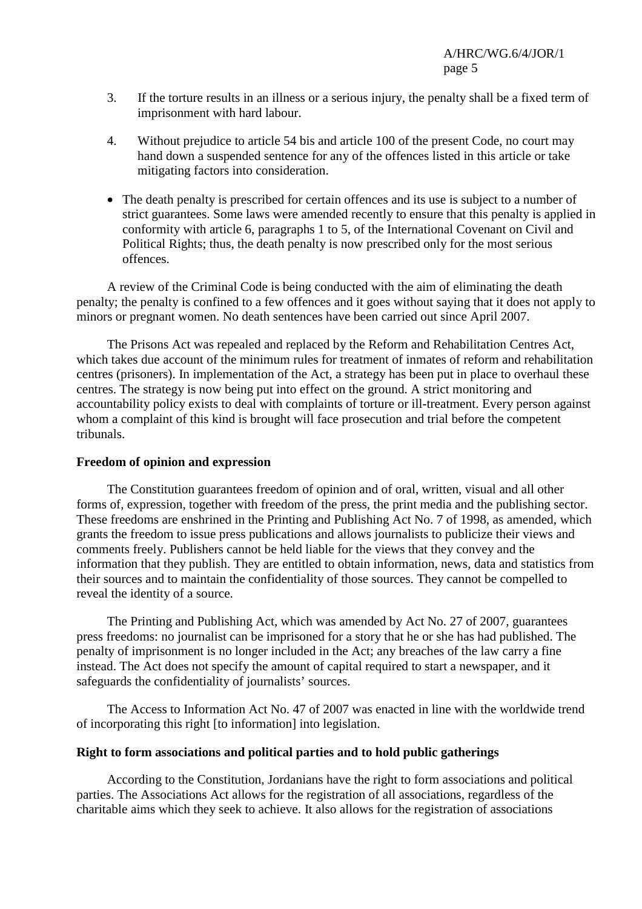3. If the torture results in an illness or a serious injury, the penalty shall be a fixed term of imprisonment with hard labour.

4. Without prejudice to article 54 bis and article 100 of the present Code, no court may hand down a suspended sentence for any of the offences listed in this article or take mitigating factors into consideration.

- The death penalty is prescribed for certain offences and its use is subject to a number of strict guarantees. Some laws were amended recently to ensure that this penalty is applied in conformity with article 6, paragraphs 1 to 5, of the International Covenant on Civil and Political Rights; thus, the death penalty is now prescribed only for the most serious offences.

A review of the Criminal Code is being conducted with the aim of eliminating the death penalty; the penalty is confined to a few offences and it goes without saying that it does not apply to minors or pregnant women. No death sentences have been carried out since April 2007.

The Prisons Act was repealed and replaced by the Reform and Rehabilitation Centres Act, which takes due account of the minimum rules for treatment of inmates of reform and rehabilitation centres (prisoners). In implementation of the Act, a strategy has been put in place to overhaul these centres. The strategy is now being put into effect on the ground. A strict monitoring and accountability policy exists to deal with complaints of torture or ill-treatment. Every person against whom a complaint of this kind is brought will face prosecution and trial before the competent tribunals.

**Freedom of opinion and expression**

The Constitution guarantees freedom of opinion and of oral, written, visual and all other forms of, expression, together with freedom of the press, the print media and the publishing sector. These freedoms are enshrined in the Printing and Publishing Act No. 7 of 1998, as amended, which grants the freedom to issue press publications and allows journalists to publicize their views and comments freely. Publishers cannot be held liable for the views that they convey and the information that they publish. They are entitled to obtain information, news, data and statistics from their sources and to maintain the confidentiality of those sources. They cannot be compelled to reveal the identity of a source.

The Printing and Publishing Act, which was amended by Act No. 27 of 2007, guarantees press freedoms: no journalist can be imprisoned for a story that he or she has had published. The penalty of imprisonment is no longer included in the Act; any breaches of the law carry a fine instead. The Act does not specify the amount of capital required to start a newspaper, and it safeguards the confidentiality of journalists' sources.

The Access to Information Act No. 47 of 2007 was enacted in line with the worldwide trend of incorporating this right [to information] into legislation.

**Right to form associations and political parties and to hold public gatherings**

According to the Constitution, Jordanians have the right to form associations and political parties. The Associations Act allows for the registration of all associations, regardless of the charitable aims which they seek to achieve. It also allows for the registration of associations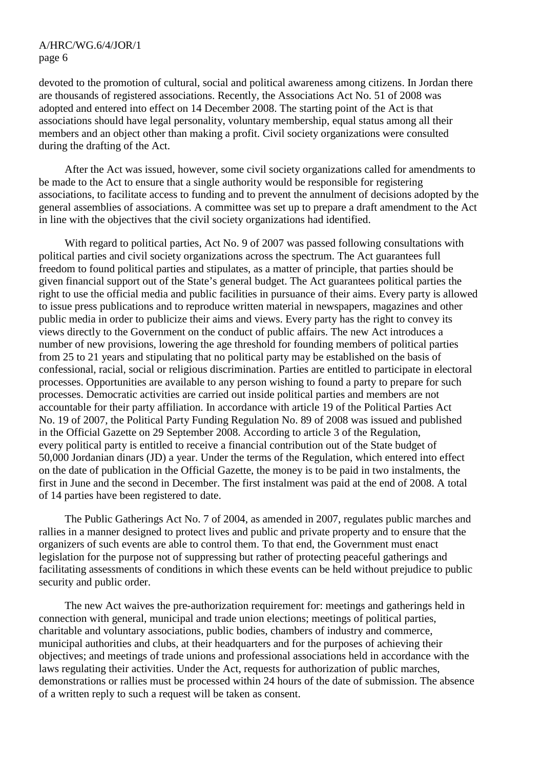devoted to the promotion of cultural, social and political awareness among citizens. In Jordan there are thousands of registered associations. Recently, the Associations Act No. 51 of 2008 was adopted and entered into effect on 14 December 2008. The starting point of the Act is that associations should have legal personality, voluntary membership, equal status among all their members and an object other than making a profit. Civil society organizations were consulted during the drafting of the Act.

After the Act was issued, however, some civil society organizations called for amendments to be made to the Act to ensure that a single authority would be responsible for registering associations, to facilitate access to funding and to prevent the annulment of decisions adopted by the general assemblies of associations. A committee was set up to prepare a draft amendment to the Act in line with the objectives that the civil society organizations had identified.

With regard to political parties, Act No. 9 of 2007 was passed following consultations with political parties and civil society organizations across the spectrum. The Act guarantees full freedom to found political parties and stipulates, as a matter of principle, that parties should be given financial support out of the State's general budget. The Act guarantees political parties the right to use the official media and public facilities in pursuance of their aims. Every party is allowed to issue press publications and to reproduce written material in newspapers, magazines and other public media in order to publicize their aims and views. Every party has the right to convey its views directly to the Government on the conduct of public affairs. The new Act introduces a number of new provisions, lowering the age threshold for founding members of political parties from 25 to 21 years and stipulating that no political party may be established on the basis of confessional, racial, social or religious discrimination. Parties are entitled to participate in electoral processes. Opportunities are available to any person wishing to found a party to prepare for such processes. Democratic activities are carried out inside political parties and members are not accountable for their party affiliation. In accordance with article 19 of the Political Parties Act No. 19 of 2007, the Political Party Funding Regulation No. 89 of 2008 was issued and published in the Official Gazette on 29 September 2008. According to article 3 of the Regulation, every political party is entitled to receive a financial contribution out of the State budget of 50,000 Jordanian dinars (JD) a year. Under the terms of the Regulation, which entered into effect on the date of publication in the Official Gazette, the money is to be paid in two instalments, the first in June and the second in December. The first instalment was paid at the end of 2008. A total of 14 parties have been registered to date.

The Public Gatherings Act No. 7 of 2004, as amended in 2007, regulates public marches and rallies in a manner designed to protect lives and public and private property and to ensure that the organizers of such events are able to control them. To that end, the Government must enact legislation for the purpose not of suppressing but rather of protecting peaceful gatherings and facilitating assessments of conditions in which these events can be held without prejudice to public security and public order.

The new Act waives the pre-authorization requirement for: meetings and gatherings held in connection with general, municipal and trade union elections; meetings of political parties, charitable and voluntary associations, public bodies, chambers of industry and commerce, municipal authorities and clubs, at their headquarters and for the purposes of achieving their objectives; and meetings of trade unions and professional associations held in accordance with the laws regulating their activities. Under the Act, requests for authorization of public marches, demonstrations or rallies must be processed within 24 hours of the date of submission. The absence of a written reply to such a request will be taken as consent.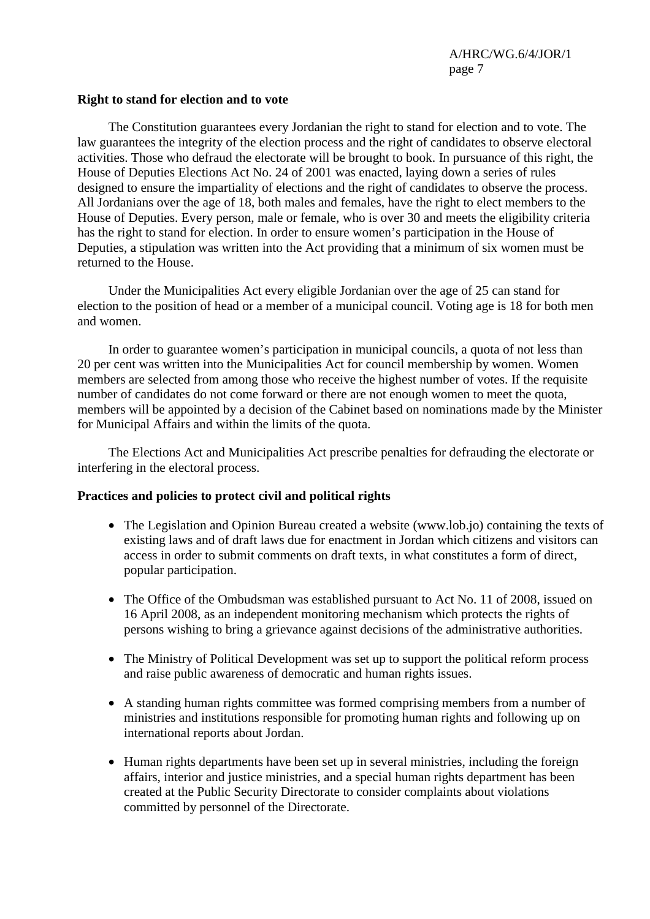**Right to stand for election and to vote**

The Constitution guarantees every Jordanian the right to stand for election and to vote. The law guarantees the integrity of the election process and the right of candidates to observe electoral activities. Those who defraud the electorate will be brought to book. In pursuance of this right, the House of Deputies Elections Act No. 24 of 2001 was enacted, laying down a series of rules designed to ensure the impartiality of elections and the right of candidates to observe the process. All Jordanians over the age of 18, both males and females, have the right to elect members to the House of Deputies. Every person, male or female, who is over 30 and meets the eligibility criteria has the right to stand for election. In order to ensure women's participation in the House of Deputies, a stipulation was written into the Act providing that a minimum of six women must be returned to the House.

Under the Municipalities Act every eligible Jordanian over the age of 25 can stand for election to the position of head or a member of a municipal council. Voting age is 18 for both men and women.

In order to guarantee women's participation in municipal councils, a quota of not less than 20 per cent was written into the Municipalities Act for council membership by women. Women members are selected from among those who receive the highest number of votes. If the requisite number of candidates do not come forward or there are not enough women to meet the quota, members will be appointed by a decision of the Cabinet based on nominations made by the Minister for Municipal Affairs and within the limits of the quota.

The Elections Act and Municipalities Act prescribe penalties for defrauding the electorate or interfering in the electoral process.

**Practices and policies to protect civil and political rights**

- The Legislation and Opinion Bureau created a website (www.lob.jo) containing the texts of existing laws and of draft laws due for enactment in Jordan which citizens and visitors can access in order to submit comments on draft texts, in what constitutes a form of direct, popular participation.

- The Office of the Ombudsman was established pursuant to Act No. 11 of 2008, issued on 16 April 2008, as an independent monitoring mechanism which protects the rights of persons wishing to bring a grievance against decisions of the administrative authorities.

- The Ministry of Political Development was set up to support the political reform process and raise public awareness of democratic and human rights issues.

- A standing human rights committee was formed comprising members from a number of ministries and institutions responsible for promoting human rights and following up on international reports about Jordan.

- Human rights departments have been set up in several ministries, including the foreign affairs, interior and justice ministries, and a special human rights department has been created at the Public Security Directorate to consider complaints about violations committed by personnel of the Directorate.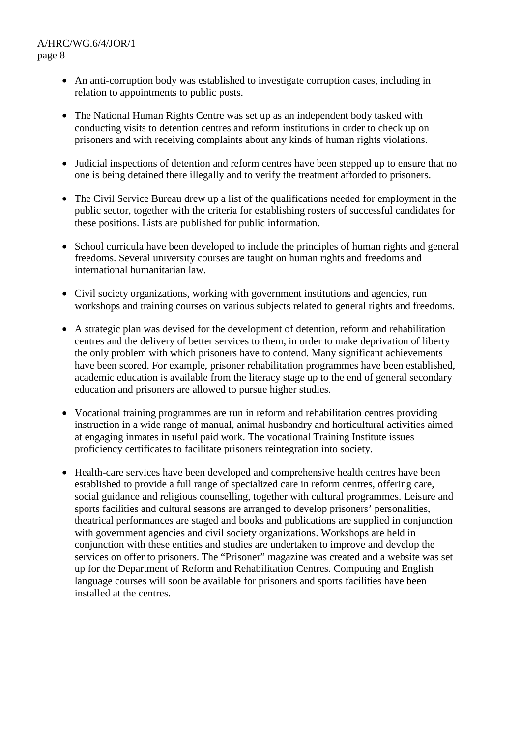- An anti-corruption body was established to investigate corruption cases, including in relation to appointments to public posts.

- The National Human Rights Centre was set up as an independent body tasked with conducting visits to detention centres and reform institutions in order to check up on prisoners and with receiving complaints about any kinds of human rights violations.

- Judicial inspections of detention and reform centres have been stepped up to ensure that no one is being detained there illegally and to verify the treatment afforded to prisoners.

- The Civil Service Bureau drew up a list of the qualifications needed for employment in the public sector, together with the criteria for establishing rosters of successful candidates for these positions. Lists are published for public information.

- School curricula have been developed to include the principles of human rights and general freedoms. Several university courses are taught on human rights and freedoms and international humanitarian law.

- Civil society organizations, working with government institutions and agencies, run workshops and training courses on various subjects related to general rights and freedoms.

- A strategic plan was devised for the development of detention, reform and rehabilitation centres and the delivery of better services to them, in order to make deprivation of liberty the only problem with which prisoners have to contend. Many significant achievements have been scored. For example, prisoner rehabilitation programmes have been established, academic education is available from the literacy stage up to the end of general secondary education and prisoners are allowed to pursue higher studies.

- Vocational training programmes are run in reform and rehabilitation centres providing instruction in a wide range of manual, animal husbandry and horticultural activities aimed at engaging inmates in useful paid work. The vocational Training Institute issues proficiency certificates to facilitate prisoners reintegration into society.

- Health-care services have been developed and comprehensive health centres have been established to provide a full range of specialized care in reform centres, offering care, social guidance and religious counselling, together with cultural programmes. Leisure and sports facilities and cultural seasons are arranged to develop prisoners' personalities, theatrical performances are staged and books and publications are supplied in conjunction with government agencies and civil society organizations. Workshops are held in conjunction with these entities and studies are undertaken to improve and develop the services on offer to prisoners. The "Prisoner" magazine was created and a website was set up for the Department of Reform and Rehabilitation Centres. Computing and English language courses will soon be available for prisoners and sports facilities have been installed at the centres.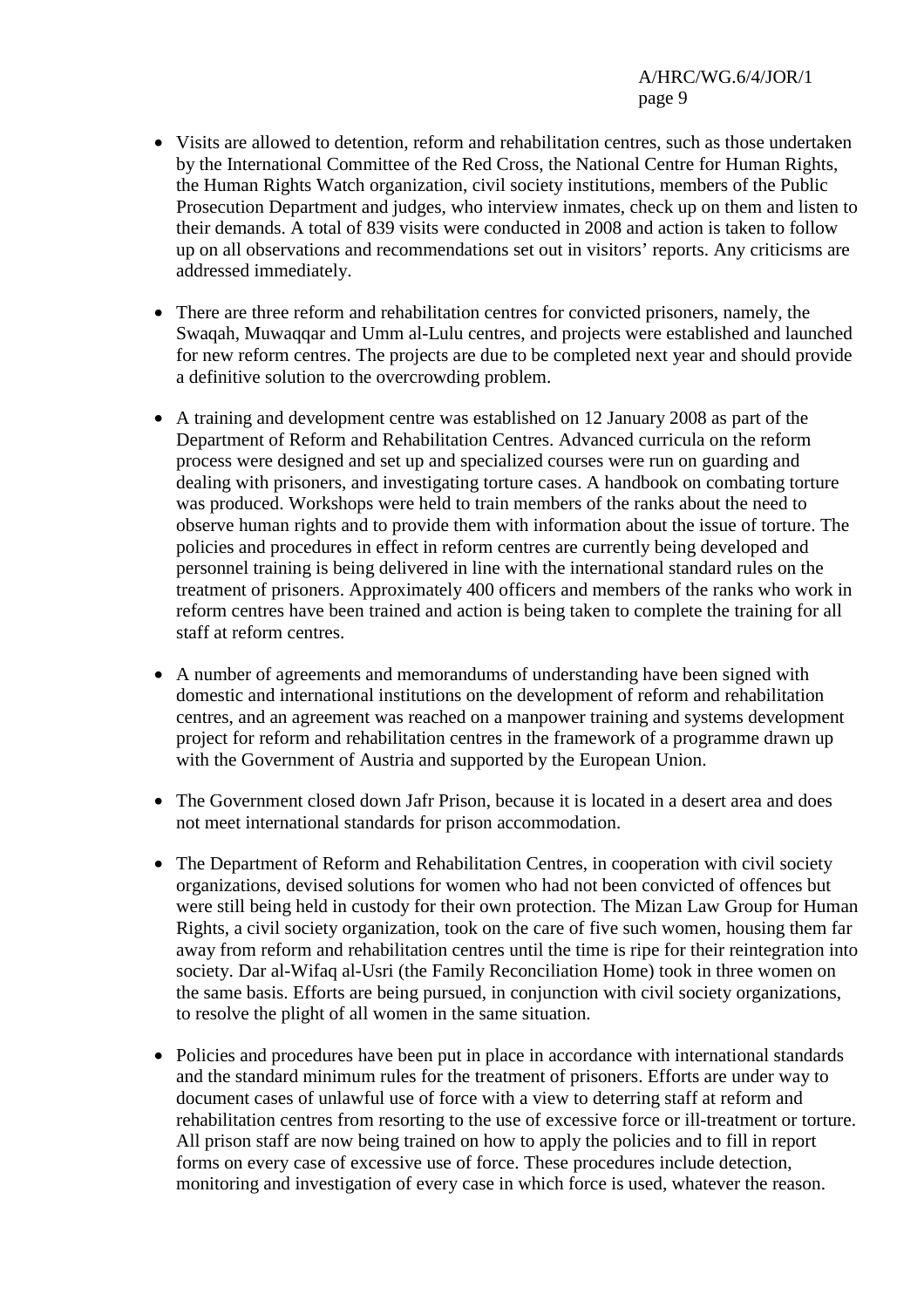- Visits are allowed to detention, reform and rehabilitation centres, such as those undertaken by the International Committee of the Red Cross, the National Centre for Human Rights, the Human Rights Watch organization, civil society institutions, members of the Public Prosecution Department and judges, who interview inmates, check up on them and listen to their demands. A total of 839 visits were conducted in 2008 and action is taken to follow up on all observations and recommendations set out in visitors' reports. Any criticisms are addressed immediately.

- There are three reform and rehabilitation centres for convicted prisoners, namely, the Swaqah, Muwaqqar and Umm al-Lulu centres, and projects were established and launched for new reform centres. The projects are due to be completed next year and should provide a definitive solution to the overcrowding problem.

- A training and development centre was established on 12 January 2008 as part of the Department of Reform and Rehabilitation Centres. Advanced curricula on the reform process were designed and set up and specialized courses were run on guarding and dealing with prisoners, and investigating torture cases. A handbook on combating torture was produced. Workshops were held to train members of the ranks about the need to observe human rights and to provide them with information about the issue of torture. The policies and procedures in effect in reform centres are currently being developed and personnel training is being delivered in line with the international standard rules on the treatment of prisoners. Approximately 400 officers and members of the ranks who work in reform centres have been trained and action is being taken to complete the training for all staff at reform centres.

- A number of agreements and memorandums of understanding have been signed with domestic and international institutions on the development of reform and rehabilitation centres, and an agreement was reached on a manpower training and systems development project for reform and rehabilitation centres in the framework of a programme drawn up with the Government of Austria and supported by the European Union.

- The Government closed down Jafr Prison, because it is located in a desert area and does not meet international standards for prison accommodation.

- The Department of Reform and Rehabilitation Centres, in cooperation with civil society organizations, devised solutions for women who had not been convicted of offences but were still being held in custody for their own protection. The Mizan Law Group for Human Rights, a civil society organization, took on the care of five such women, housing them far away from reform and rehabilitation centres until the time is ripe for their reintegration into society. Dar al-Wifaq al-Usri (the Family Reconciliation Home) took in three women on the same basis. Efforts are being pursued, in conjunction with civil society organizations, to resolve the plight of all women in the same situation.

- Policies and procedures have been put in place in accordance with international standards and the standard minimum rules for the treatment of prisoners. Efforts are under way to document cases of unlawful use of force with a view to deterring staff at reform and rehabilitation centres from resorting to the use of excessive force or ill-treatment or torture. All prison staff are now being trained on how to apply the policies and to fill in report forms on every case of excessive use of force. These procedures include detection, monitoring and investigation of every case in which force is used, whatever the reason.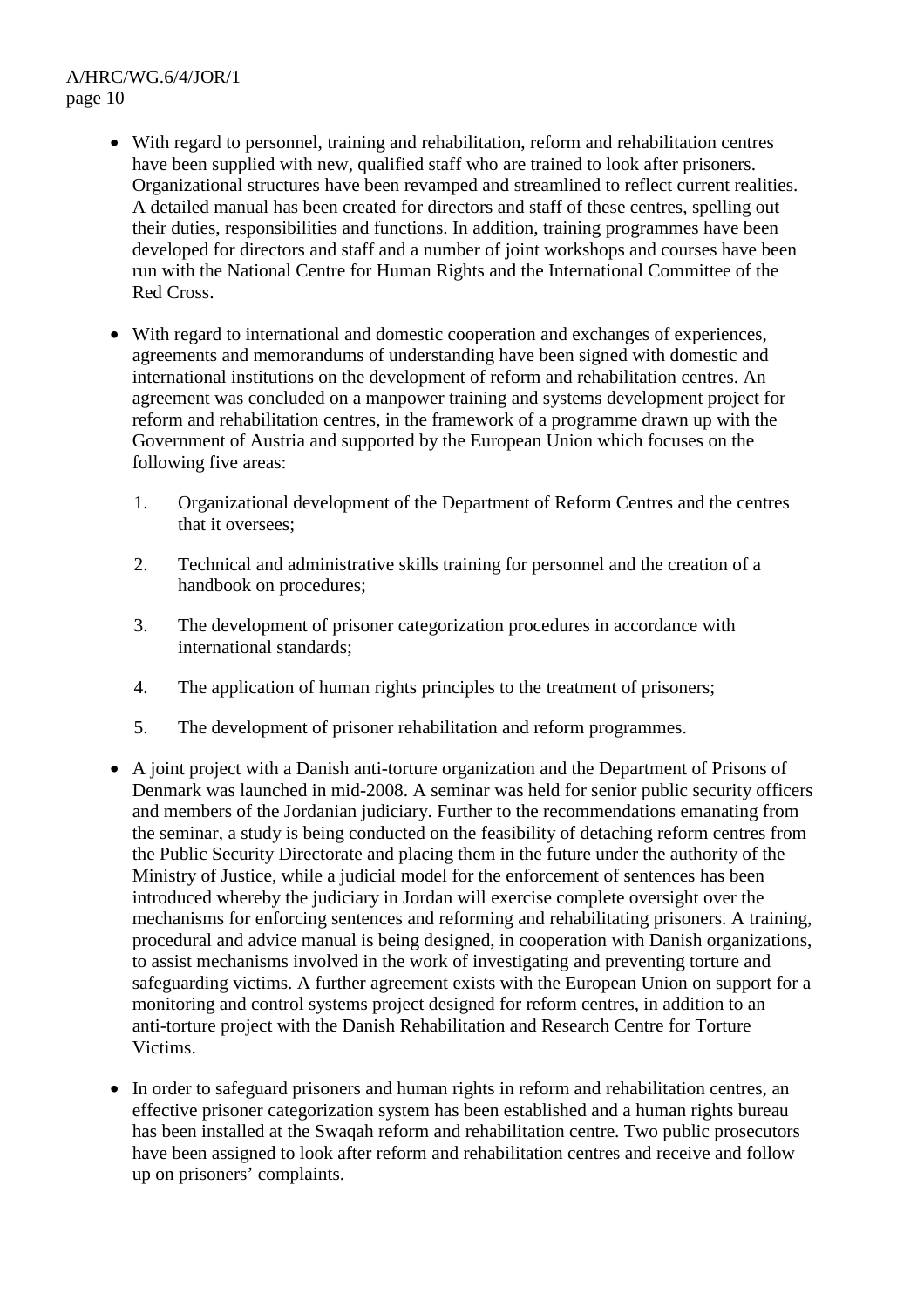- With regard to personnel, training and rehabilitation, reform and rehabilitation centres have been supplied with new, qualified staff who are trained to look after prisoners. Organizational structures have been revamped and streamlined to reflect current realities. A detailed manual has been created for directors and staff of these centres, spelling out their duties, responsibilities and functions. In addition, training programmes have been developed for directors and staff and a number of joint workshops and courses have been run with the National Centre for Human Rights and the International Committee of the Red Cross.

- With regard to international and domestic cooperation and exchanges of experiences, agreements and memorandums of understanding have been signed with domestic and international institutions on the development of reform and rehabilitation centres. An agreement was concluded on a manpower training and systems development project for reform and rehabilitation centres, in the framework of a programme drawn up with the Government of Austria and supported by the European Union which focuses on the following five areas:

    1. Organizational development of the Department of Reform Centres and the centres that it oversees;

    2. Technical and administrative skills training for personnel and the creation of a handbook on procedures;

    3. The development of prisoner categorization procedures in accordance with international standards;

    4. The application of human rights principles to the treatment of prisoners;

    5. The development of prisoner rehabilitation and reform programmes.

- A joint project with a Danish anti-torture organization and the Department of Prisons of Denmark was launched in mid-2008. A seminar was held for senior public security officers and members of the Jordanian judiciary. Further to the recommendations emanating from the seminar, a study is being conducted on the feasibility of detaching reform centres from the Public Security Directorate and placing them in the future under the authority of the Ministry of Justice, while a judicial model for the enforcement of sentences has been introduced whereby the judiciary in Jordan will exercise complete oversight over the mechanisms for enforcing sentences and reforming and rehabilitating prisoners. A training, procedural and advice manual is being designed, in cooperation with Danish organizations, to assist mechanisms involved in the work of investigating and preventing torture and safeguarding victims. A further agreement exists with the European Union on support for a monitoring and control systems project designed for reform centres, in addition to an anti-torture project with the Danish Rehabilitation and Research Centre for Torture Victims.

- In order to safeguard prisoners and human rights in reform and rehabilitation centres, an effective prisoner categorization system has been established and a human rights bureau has been installed at the Swaqah reform and rehabilitation centre. Two public prosecutors have been assigned to look after reform and rehabilitation centres and receive and follow up on prisoners' complaints.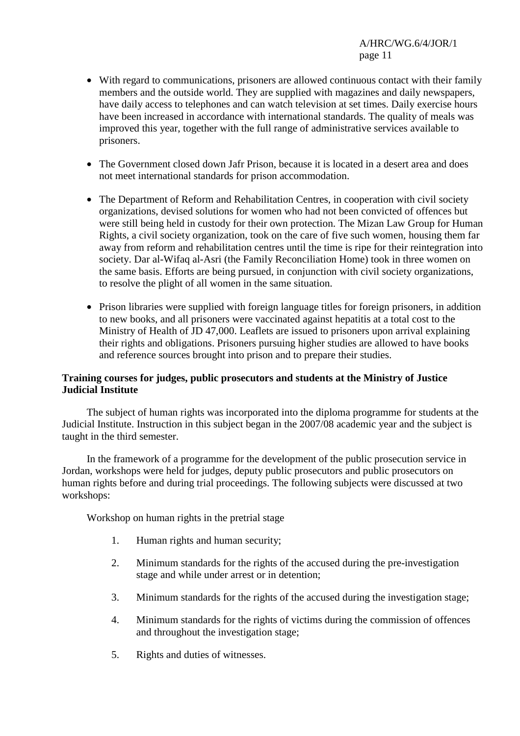- With regard to communications, prisoners are allowed continuous contact with their family members and the outside world. They are supplied with magazines and daily newspapers, have daily access to telephones and can watch television at set times. Daily exercise hours have been increased in accordance with international standards. The quality of meals was improved this year, together with the full range of administrative services available to prisoners.

- The Government closed down Jafr Prison, because it is located in a desert area and does not meet international standards for prison accommodation.

- The Department of Reform and Rehabilitation Centres, in cooperation with civil society organizations, devised solutions for women who had not been convicted of offences but were still being held in custody for their own protection. The Mizan Law Group for Human Rights, a civil society organization, took on the care of five such women, housing them far away from reform and rehabilitation centres until the time is ripe for their reintegration into society. Dar al-Wifaq al-Asri (the Family Reconciliation Home) took in three women on the same basis. Efforts are being pursued, in conjunction with civil society organizations, to resolve the plight of all women in the same situation.

- Prison libraries were supplied with foreign language titles for foreign prisoners, in addition to new books, and all prisoners were vaccinated against hepatitis at a total cost to the Ministry of Health of JD 47,000. Leaflets are issued to prisoners upon arrival explaining their rights and obligations. Prisoners pursuing higher studies are allowed to have books and reference sources brought into prison and to prepare their studies.

**Training courses for judges, public prosecutors and students at the Ministry of Justice Judicial Institute**

The subject of human rights was incorporated into the diploma programme for students at the Judicial Institute. Instruction in this subject began in the 2007/08 academic year and the subject is taught in the third semester.

In the framework of a programme for the development of the public prosecution service in Jordan, workshops were held for judges, deputy public prosecutors and public prosecutors on human rights before and during trial proceedings. The following subjects were discussed at two workshops:

Workshop on human rights in the pretrial stage

1. Human rights and human security;

2. Minimum standards for the rights of the accused during the pre-investigation stage and while under arrest or in detention;

3. Minimum standards for the rights of the accused during the investigation stage;

4. Minimum standards for the rights of victims during the commission of offences and throughout the investigation stage;

5. Rights and duties of witnesses.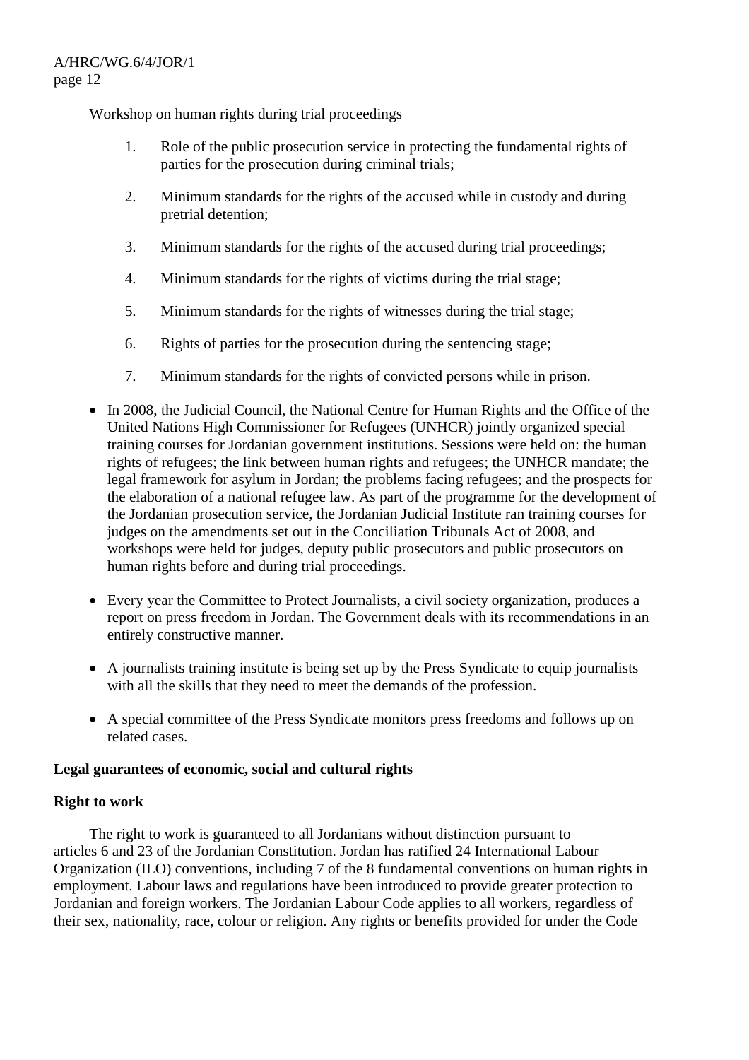Workshop on human rights during trial proceedings

1. Role of the public prosecution service in protecting the fundamental rights of parties for the prosecution during criminal trials;

2. Minimum standards for the rights of the accused while in custody and during pretrial detention;

3. Minimum standards for the rights of the accused during trial proceedings;

4. Minimum standards for the rights of victims during the trial stage;

5. Minimum standards for the rights of witnesses during the trial stage;

6. Rights of parties for the prosecution during the sentencing stage;

7. Minimum standards for the rights of convicted persons while in prison.

- In 2008, the Judicial Council, the National Centre for Human Rights and the Office of the United Nations High Commissioner for Refugees (UNHCR) jointly organized special training courses for Jordanian government institutions. Sessions were held on: the human rights of refugees; the link between human rights and refugees; the UNHCR mandate; the legal framework for asylum in Jordan; the problems facing refugees; and the prospects for the elaboration of a national refugee law. As part of the programme for the development of the Jordanian prosecution service, the Jordanian Judicial Institute ran training courses for judges on the amendments set out in the Conciliation Tribunals Act of 2008, and workshops were held for judges, deputy public prosecutors and public prosecutors on human rights before and during trial proceedings.

- Every year the Committee to Protect Journalists, a civil society organization, produces a report on press freedom in Jordan. The Government deals with its recommendations in an entirely constructive manner.

- A journalists training institute is being set up by the Press Syndicate to equip journalists with all the skills that they need to meet the demands of the profession.

- A special committee of the Press Syndicate monitors press freedoms and follows up on related cases.

**Legal guarantees of economic, social and cultural rights**

**Right to work**

The right to work is guaranteed to all Jordanians without distinction pursuant to articles 6 and 23 of the Jordanian Constitution. Jordan has ratified 24 International Labour Organization (ILO) conventions, including 7 of the 8 fundamental conventions on human rights in employment. Labour laws and regulations have been introduced to provide greater protection to Jordanian and foreign workers. The Jordanian Labour Code applies to all workers, regardless of their sex, nationality, race, colour or religion. Any rights or benefits provided for under the Code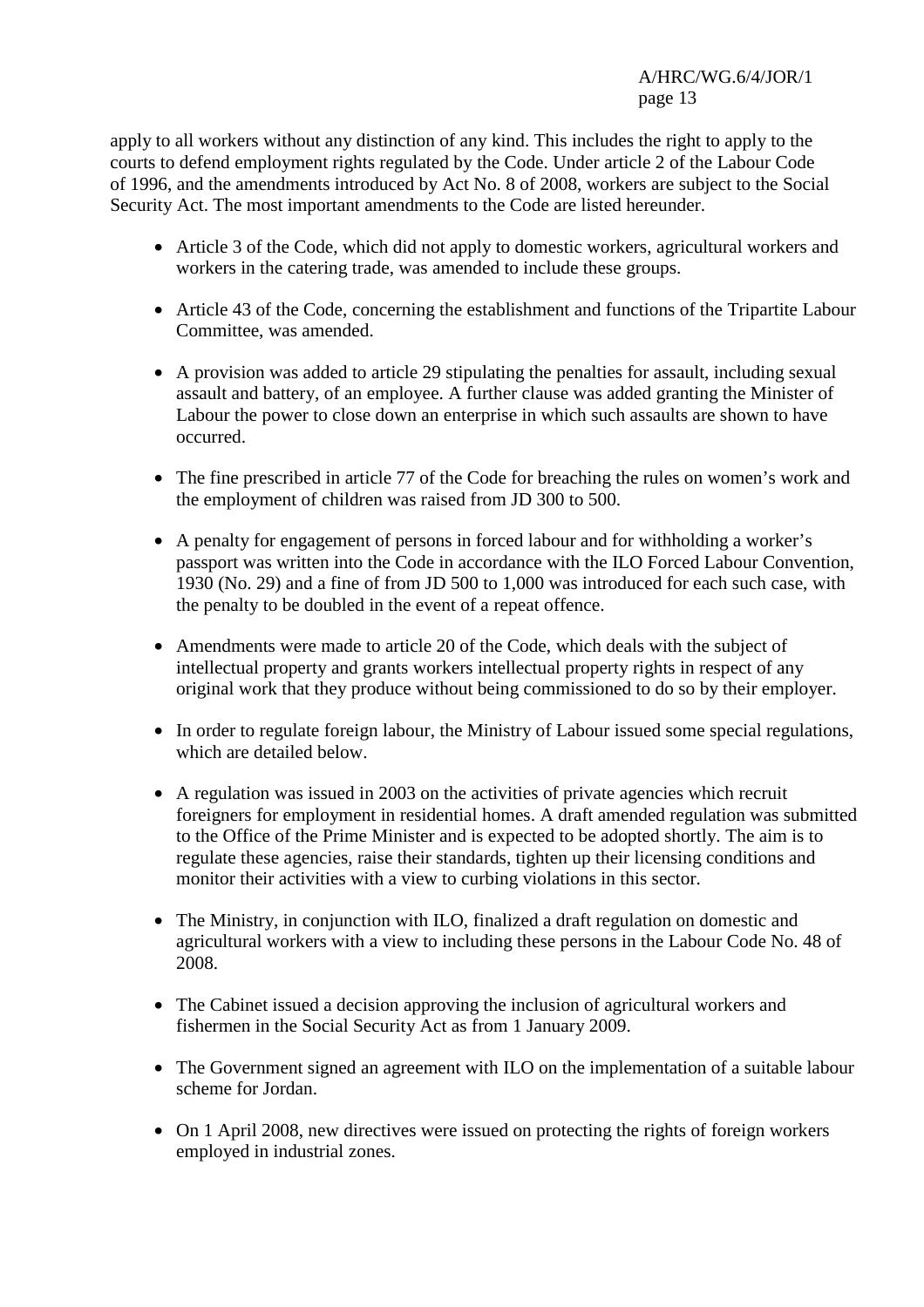apply to all workers without any distinction of any kind. This includes the right to apply to the courts to defend employment rights regulated by the Code. Under article 2 of the Labour Code of 1996, and the amendments introduced by Act No. 8 of 2008, workers are subject to the Social Security Act. The most important amendments to the Code are listed hereunder.

- Article 3 of the Code, which did not apply to domestic workers, agricultural workers and workers in the catering trade, was amended to include these groups.
- Article 43 of the Code, concerning the establishment and functions of the Tripartite Labour Committee, was amended.
- A provision was added to article 29 stipulating the penalties for assault, including sexual assault and battery, of an employee. A further clause was added granting the Minister of Labour the power to close down an enterprise in which such assaults are shown to have occurred.
- The fine prescribed in article 77 of the Code for breaching the rules on women's work and the employment of children was raised from JD 300 to 500.
- A penalty for engagement of persons in forced labour and for withholding a worker's passport was written into the Code in accordance with the ILO Forced Labour Convention, 1930 (No. 29) and a fine of from JD 500 to 1,000 was introduced for each such case, with the penalty to be doubled in the event of a repeat offence.
- Amendments were made to article 20 of the Code, which deals with the subject of intellectual property and grants workers intellectual property rights in respect of any original work that they produce without being commissioned to do so by their employer.
- In order to regulate foreign labour, the Ministry of Labour issued some special regulations, which are detailed below.
- A regulation was issued in 2003 on the activities of private agencies which recruit foreigners for employment in residential homes. A draft amended regulation was submitted to the Office of the Prime Minister and is expected to be adopted shortly. The aim is to regulate these agencies, raise their standards, tighten up their licensing conditions and monitor their activities with a view to curbing violations in this sector.
- The Ministry, in conjunction with ILO, finalized a draft regulation on domestic and agricultural workers with a view to including these persons in the Labour Code No. 48 of 2008.
- The Cabinet issued a decision approving the inclusion of agricultural workers and fishermen in the Social Security Act as from 1 January 2009.
- The Government signed an agreement with ILO on the implementation of a suitable labour scheme for Jordan.
- On 1 April 2008, new directives were issued on protecting the rights of foreign workers employed in industrial zones.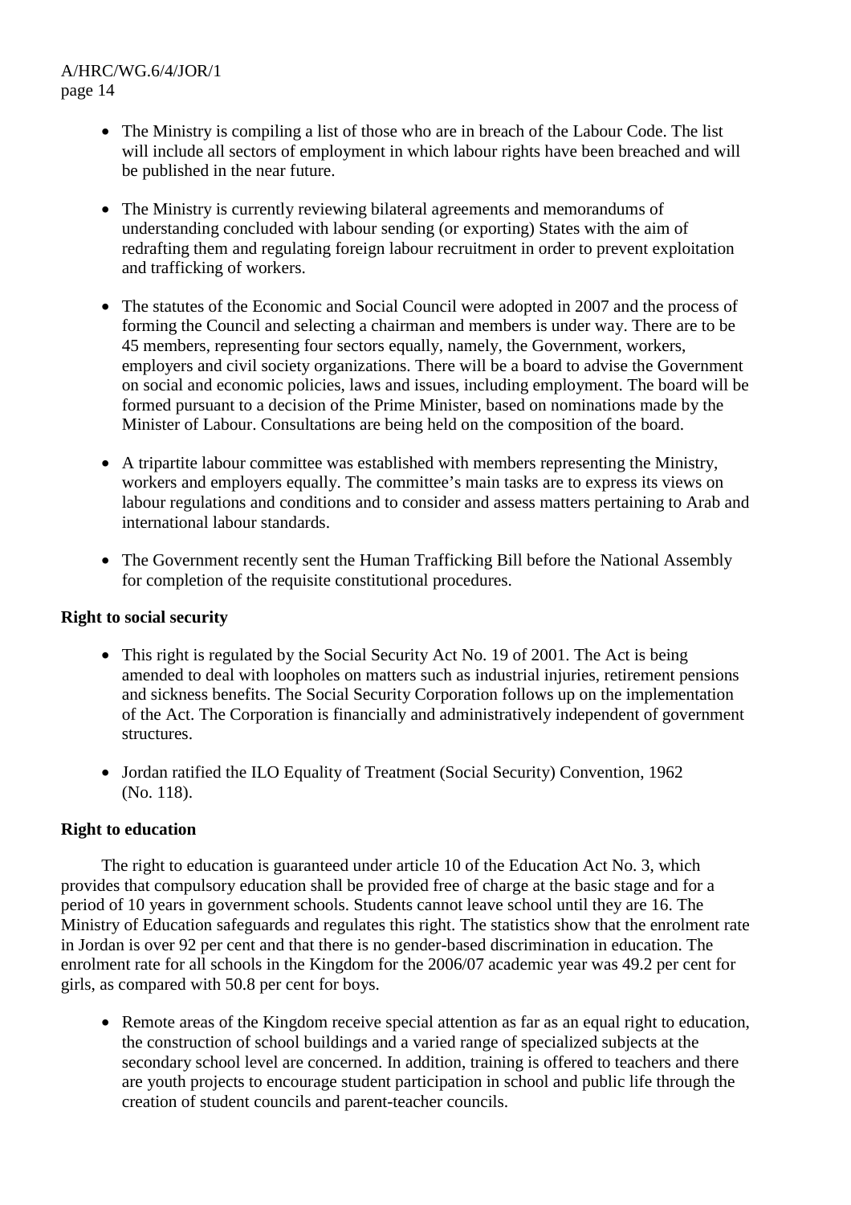- The Ministry is compiling a list of those who are in breach of the Labour Code. The list will include all sectors of employment in which labour rights have been breached and will be published in the near future.

- The Ministry is currently reviewing bilateral agreements and memorandums of understanding concluded with labour sending (or exporting) States with the aim of redrafting them and regulating foreign labour recruitment in order to prevent exploitation and trafficking of workers.

- The statutes of the Economic and Social Council were adopted in 2007 and the process of forming the Council and selecting a chairman and members is under way. There are to be 45 members, representing four sectors equally, namely, the Government, workers, employers and civil society organizations. There will be a board to advise the Government on social and economic policies, laws and issues, including employment. The board will be formed pursuant to a decision of the Prime Minister, based on nominations made by the Minister of Labour. Consultations are being held on the composition of the board.

- A tripartite labour committee was established with members representing the Ministry, workers and employers equally. The committee's main tasks are to express its views on labour regulations and conditions and to consider and assess matters pertaining to Arab and international labour standards.

- The Government recently sent the Human Trafficking Bill before the National Assembly for completion of the requisite constitutional procedures.

**Right to social security**

- This right is regulated by the Social Security Act No. 19 of 2001. The Act is being amended to deal with loopholes on matters such as industrial injuries, retirement pensions and sickness benefits. The Social Security Corporation follows up on the implementation of the Act. The Corporation is financially and administratively independent of government structures.

- Jordan ratified the ILO Equality of Treatment (Social Security) Convention, 1962 (No. 118).

**Right to education**

The right to education is guaranteed under article 10 of the Education Act No. 3, which provides that compulsory education shall be provided free of charge at the basic stage and for a period of 10 years in government schools. Students cannot leave school until they are 16. The Ministry of Education safeguards and regulates this right. The statistics show that the enrolment rate in Jordan is over 92 per cent and that there is no gender-based discrimination in education. The enrolment rate for all schools in the Kingdom for the 2006/07 academic year was 49.2 per cent for girls, as compared with 50.8 per cent for boys.

- Remote areas of the Kingdom receive special attention as far as an equal right to education, the construction of school buildings and a varied range of specialized subjects at the secondary school level are concerned. In addition, training is offered to teachers and there are youth projects to encourage student participation in school and public life through the creation of student councils and parent-teacher councils.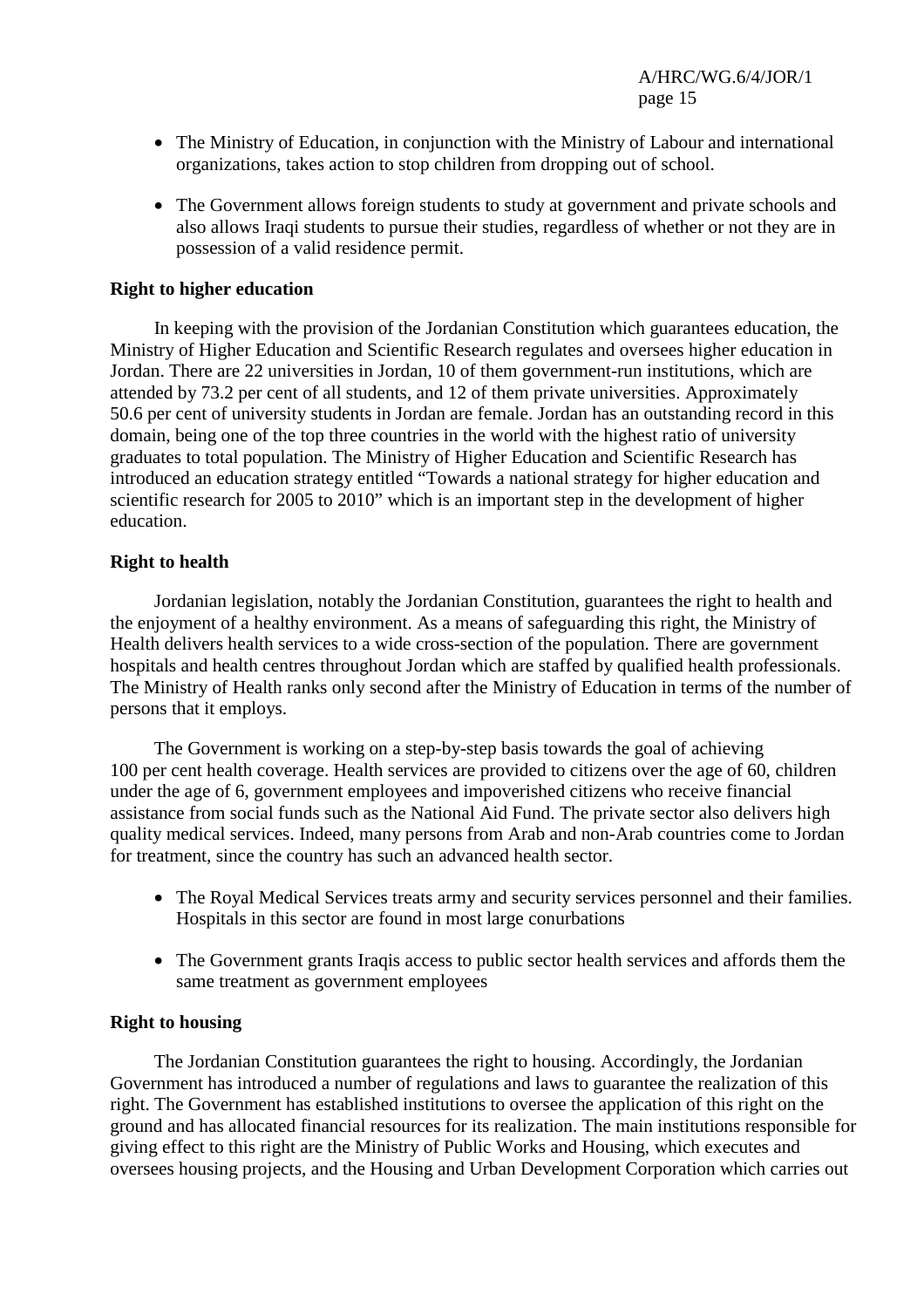- The Ministry of Education, in conjunction with the Ministry of Labour and international organizations, takes action to stop children from dropping out of school.

- The Government allows foreign students to study at government and private schools and also allows Iraqi students to pursue their studies, regardless of whether or not they are in possession of a valid residence permit.

**Right to higher education**

In keeping with the provision of the Jordanian Constitution which guarantees education, the Ministry of Higher Education and Scientific Research regulates and oversees higher education in Jordan. There are 22 universities in Jordan, 10 of them government-run institutions, which are attended by 73.2 per cent of all students, and 12 of them private universities. Approximately 50.6 per cent of university students in Jordan are female. Jordan has an outstanding record in this domain, being one of the top three countries in the world with the highest ratio of university graduates to total population. The Ministry of Higher Education and Scientific Research has introduced an education strategy entitled "Towards a national strategy for higher education and scientific research for 2005 to 2010" which is an important step in the development of higher education.

**Right to health**

Jordanian legislation, notably the Jordanian Constitution, guarantees the right to health and the enjoyment of a healthy environment. As a means of safeguarding this right, the Ministry of Health delivers health services to a wide cross-section of the population. There are government hospitals and health centres throughout Jordan which are staffed by qualified health professionals. The Ministry of Health ranks only second after the Ministry of Education in terms of the number of persons that it employs.

The Government is working on a step-by-step basis towards the goal of achieving 100 per cent health coverage. Health services are provided to citizens over the age of 60, children under the age of 6, government employees and impoverished citizens who receive financial assistance from social funds such as the National Aid Fund. The private sector also delivers high quality medical services. Indeed, many persons from Arab and non-Arab countries come to Jordan for treatment, since the country has such an advanced health sector.

- The Royal Medical Services treats army and security services personnel and their families. Hospitals in this sector are found in most large conurbations

- The Government grants Iraqis access to public sector health services and affords them the same treatment as government employees

**Right to housing**

The Jordanian Constitution guarantees the right to housing. Accordingly, the Jordanian Government has introduced a number of regulations and laws to guarantee the realization of this right. The Government has established institutions to oversee the application of this right on the ground and has allocated financial resources for its realization. The main institutions responsible for giving effect to this right are the Ministry of Public Works and Housing, which executes and oversees housing projects, and the Housing and Urban Development Corporation which carries out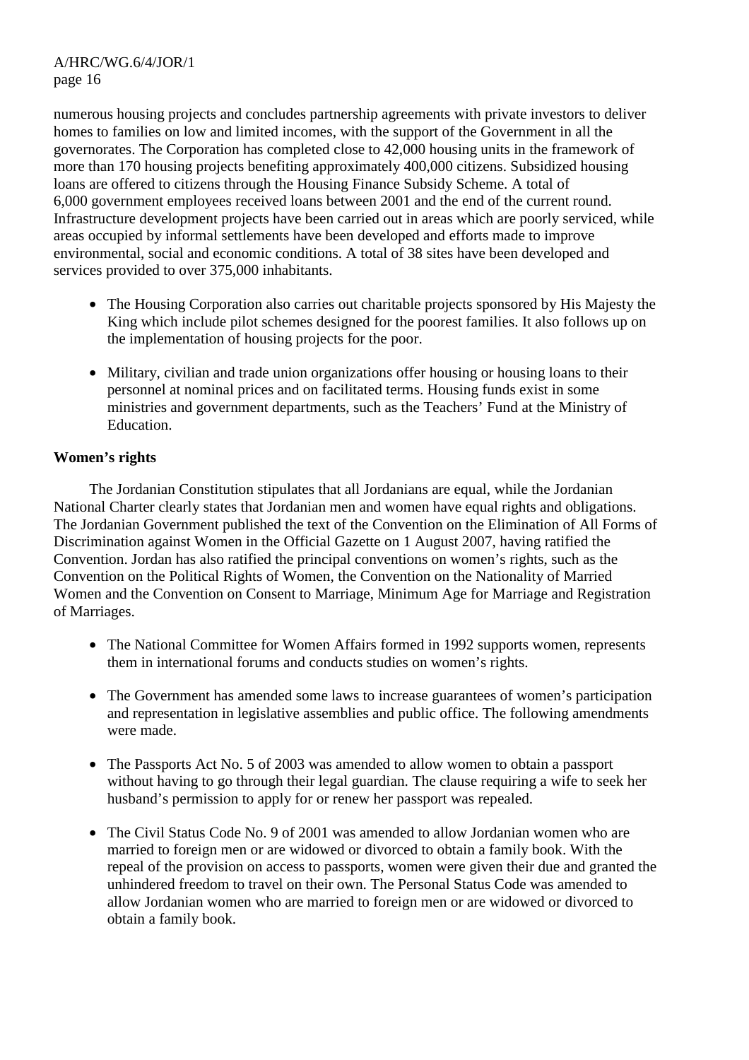numerous housing projects and concludes partnership agreements with private investors to deliver homes to families on low and limited incomes, with the support of the Government in all the governorates. The Corporation has completed close to 42,000 housing units in the framework of more than 170 housing projects benefiting approximately 400,000 citizens. Subsidized housing loans are offered to citizens through the Housing Finance Subsidy Scheme. A total of 6,000 government employees received loans between 2001 and the end of the current round. Infrastructure development projects have been carried out in areas which are poorly serviced, while areas occupied by informal settlements have been developed and efforts made to improve environmental, social and economic conditions. A total of 38 sites have been developed and services provided to over 375,000 inhabitants.

- The Housing Corporation also carries out charitable projects sponsored by His Majesty the King which include pilot schemes designed for the poorest families. It also follows up on the implementation of housing projects for the poor.

- Military, civilian and trade union organizations offer housing or housing loans to their personnel at nominal prices and on facilitated terms. Housing funds exist in some ministries and government departments, such as the Teachers' Fund at the Ministry of Education.

**Women's rights**

The Jordanian Constitution stipulates that all Jordanians are equal, while the Jordanian National Charter clearly states that Jordanian men and women have equal rights and obligations. The Jordanian Government published the text of the Convention on the Elimination of All Forms of Discrimination against Women in the Official Gazette on 1 August 2007, having ratified the Convention. Jordan has also ratified the principal conventions on women's rights, such as the Convention on the Political Rights of Women, the Convention on the Nationality of Married Women and the Convention on Consent to Marriage, Minimum Age for Marriage and Registration of Marriages.

- The National Committee for Women Affairs formed in 1992 supports women, represents them in international forums and conducts studies on women's rights.

- The Government has amended some laws to increase guarantees of women's participation and representation in legislative assemblies and public office. The following amendments were made.

- The Passports Act No. 5 of 2003 was amended to allow women to obtain a passport without having to go through their legal guardian. The clause requiring a wife to seek her husband's permission to apply for or renew her passport was repealed.

- The Civil Status Code No. 9 of 2001 was amended to allow Jordanian women who are married to foreign men or are widowed or divorced to obtain a family book. With the repeal of the provision on access to passports, women were given their due and granted the unhindered freedom to travel on their own. The Personal Status Code was amended to allow Jordanian women who are married to foreign men or are widowed or divorced to obtain a family book.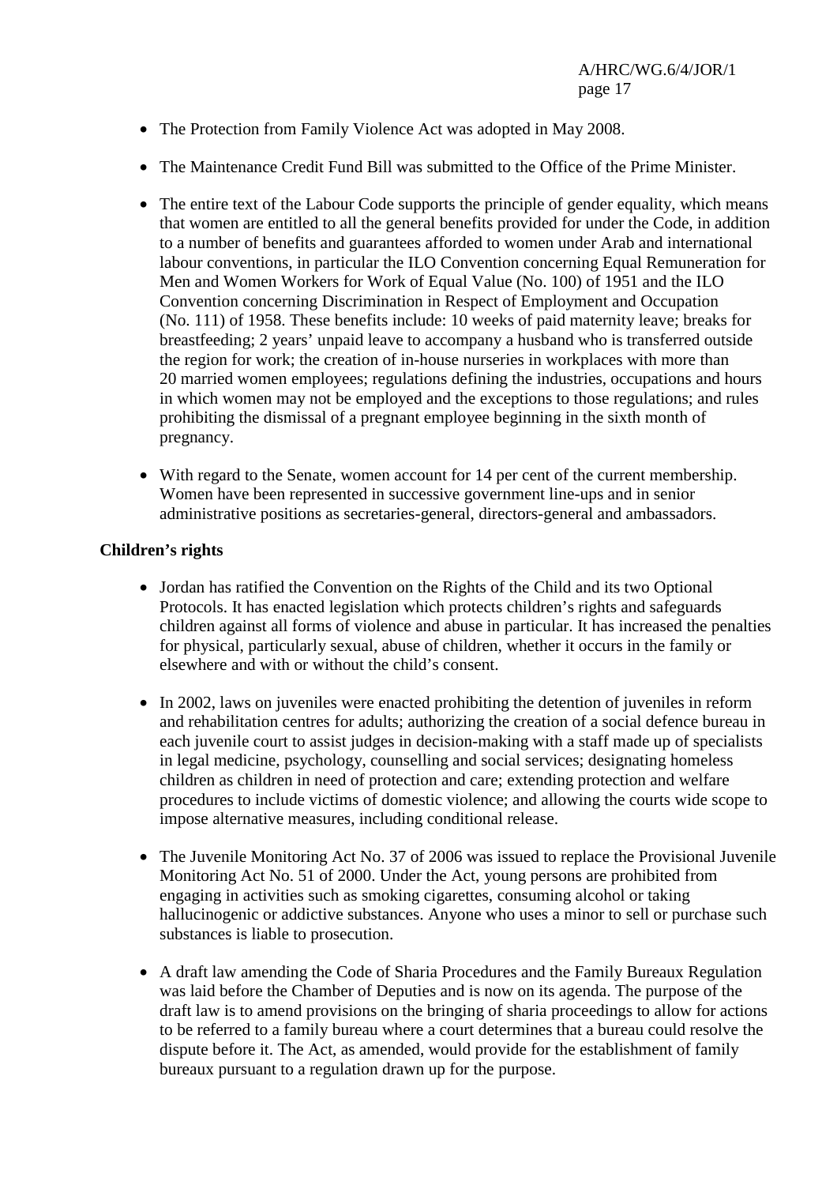- The Protection from Family Violence Act was adopted in May 2008.
- The Maintenance Credit Fund Bill was submitted to the Office of the Prime Minister.
- The entire text of the Labour Code supports the principle of gender equality, which means that women are entitled to all the general benefits provided for under the Code, in addition to a number of benefits and guarantees afforded to women under Arab and international labour conventions, in particular the ILO Convention concerning Equal Remuneration for Men and Women Workers for Work of Equal Value (No. 100) of 1951 and the ILO Convention concerning Discrimination in Respect of Employment and Occupation (No. 111) of 1958. These benefits include: 10 weeks of paid maternity leave; breaks for breastfeeding; 2 years' unpaid leave to accompany a husband who is transferred outside the region for work; the creation of in-house nurseries in workplaces with more than 20 married women employees; regulations defining the industries, occupations and hours in which women may not be employed and the exceptions to those regulations; and rules prohibiting the dismissal of a pregnant employee beginning in the sixth month of pregnancy.
- With regard to the Senate, women account for 14 per cent of the current membership. Women have been represented in successive government line-ups and in senior administrative positions as secretaries-general, directors-general and ambassadors.

**Children's rights**

- Jordan has ratified the Convention on the Rights of the Child and its two Optional Protocols. It has enacted legislation which protects children's rights and safeguards children against all forms of violence and abuse in particular. It has increased the penalties for physical, particularly sexual, abuse of children, whether it occurs in the family or elsewhere and with or without the child's consent.
- In 2002, laws on juveniles were enacted prohibiting the detention of juveniles in reform and rehabilitation centres for adults; authorizing the creation of a social defence bureau in each juvenile court to assist judges in decision-making with a staff made up of specialists in legal medicine, psychology, counselling and social services; designating homeless children as children in need of protection and care; extending protection and welfare procedures to include victims of domestic violence; and allowing the courts wide scope to impose alternative measures, including conditional release.
- The Juvenile Monitoring Act No. 37 of 2006 was issued to replace the Provisional Juvenile Monitoring Act No. 51 of 2000. Under the Act, young persons are prohibited from engaging in activities such as smoking cigarettes, consuming alcohol or taking hallucinogenic or addictive substances. Anyone who uses a minor to sell or purchase such substances is liable to prosecution.
- A draft law amending the Code of Sharia Procedures and the Family Bureaux Regulation was laid before the Chamber of Deputies and is now on its agenda. The purpose of the draft law is to amend provisions on the bringing of sharia proceedings to allow for actions to be referred to a family bureau where a court determines that a bureau could resolve the dispute before it. The Act, as amended, would provide for the establishment of family bureaux pursuant to a regulation drawn up for the purpose.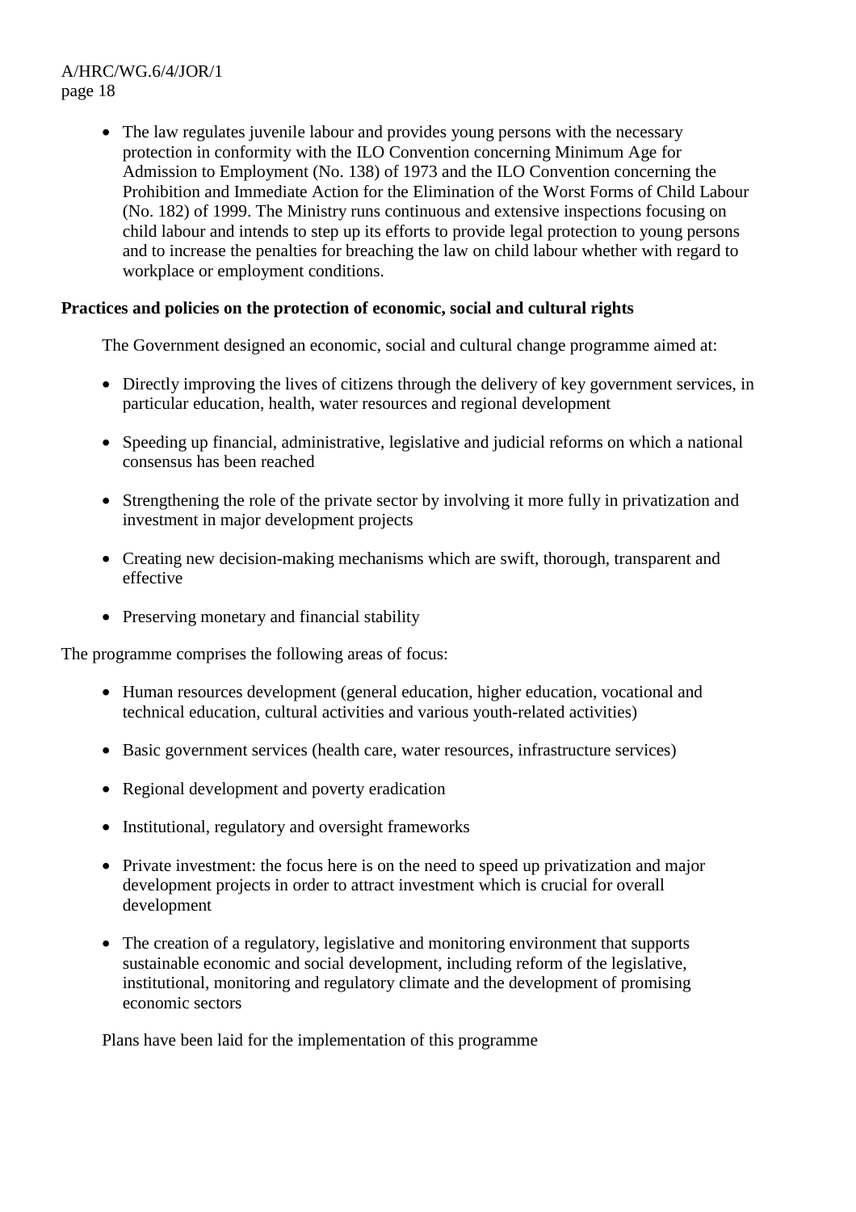- The law regulates juvenile labour and provides young persons with the necessary protection in conformity with the ILO Convention concerning Minimum Age for Admission to Employment (No. 138) of 1973 and the ILO Convention concerning the Prohibition and Immediate Action for the Elimination of the Worst Forms of Child Labour (No. 182) of 1999. The Ministry runs continuous and extensive inspections focusing on child labour and intends to step up its efforts to provide legal protection to young persons and to increase the penalties for breaching the law on child labour whether with regard to workplace or employment conditions.

**Practices and policies on the protection of economic, social and cultural rights**

The Government designed an economic, social and cultural change programme aimed at:

- Directly improving the lives of citizens through the delivery of key government services, in particular education, health, water resources and regional development
- Speeding up financial, administrative, legislative and judicial reforms on which a national consensus has been reached
- Strengthening the role of the private sector by involving it more fully in privatization and investment in major development projects
- Creating new decision-making mechanisms which are swift, thorough, transparent and effective
- Preserving monetary and financial stability

The programme comprises the following areas of focus:

- Human resources development (general education, higher education, vocational and technical education, cultural activities and various youth-related activities)
- Basic government services (health care, water resources, infrastructure services)
- Regional development and poverty eradication
- Institutional, regulatory and oversight frameworks
- Private investment: the focus here is on the need to speed up privatization and major development projects in order to attract investment which is crucial for overall development
- The creation of a regulatory, legislative and monitoring environment that supports sustainable economic and social development, including reform of the legislative, institutional, monitoring and regulatory climate and the development of promising economic sectors

Plans have been laid for the implementation of this programme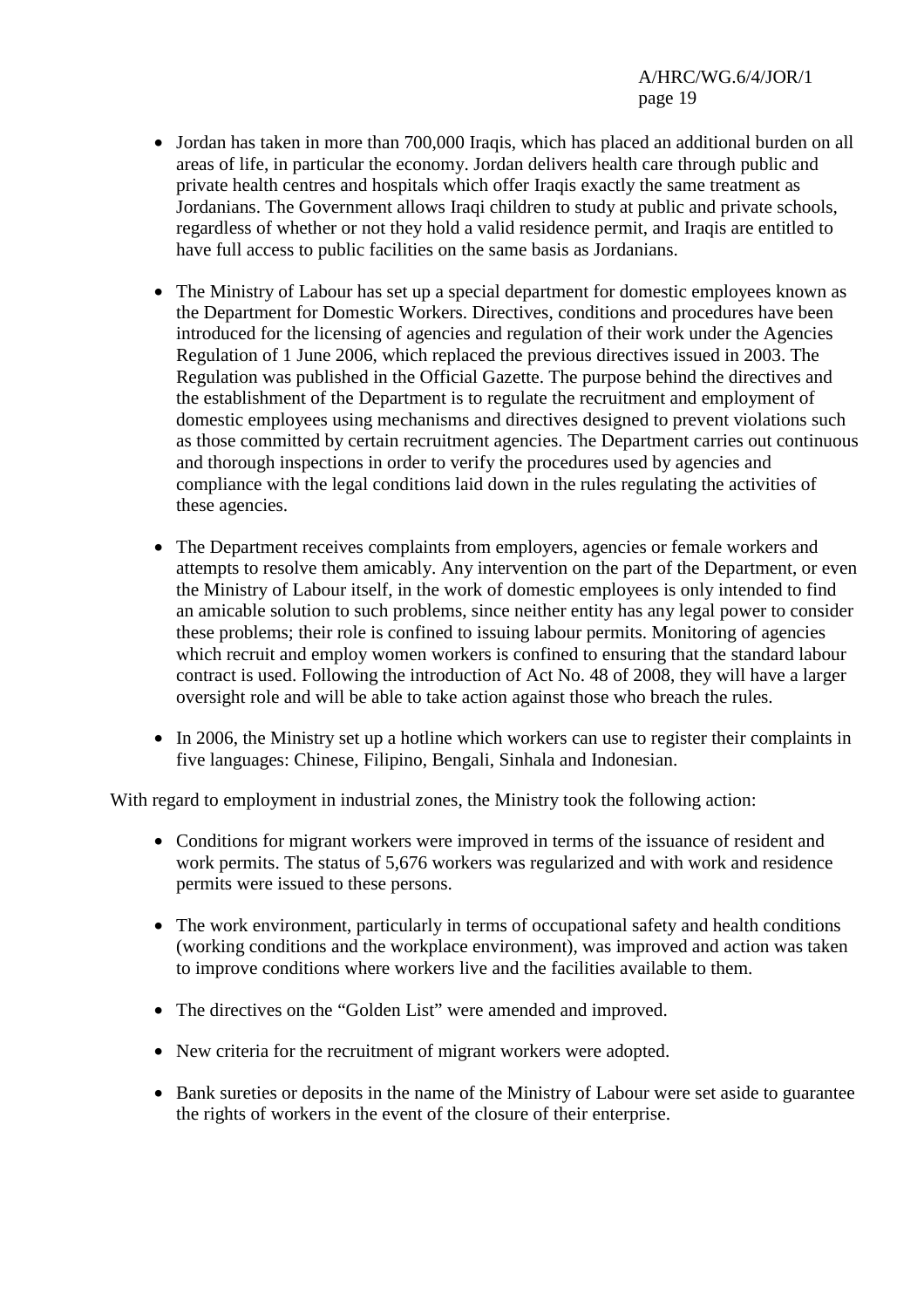- Jordan has taken in more than 700,000 Iraqis, which has placed an additional burden on all areas of life, in particular the economy. Jordan delivers health care through public and private health centres and hospitals which offer Iraqis exactly the same treatment as Jordanians. The Government allows Iraqi children to study at public and private schools, regardless of whether or not they hold a valid residence permit, and Iraqis are entitled to have full access to public facilities on the same basis as Jordanians.

- The Ministry of Labour has set up a special department for domestic employees known as the Department for Domestic Workers. Directives, conditions and procedures have been introduced for the licensing of agencies and regulation of their work under the Agencies Regulation of 1 June 2006, which replaced the previous directives issued in 2003. The Regulation was published in the Official Gazette. The purpose behind the directives and the establishment of the Department is to regulate the recruitment and employment of domestic employees using mechanisms and directives designed to prevent violations such as those committed by certain recruitment agencies. The Department carries out continuous and thorough inspections in order to verify the procedures used by agencies and compliance with the legal conditions laid down in the rules regulating the activities of these agencies.

- The Department receives complaints from employers, agencies or female workers and attempts to resolve them amicably. Any intervention on the part of the Department, or even the Ministry of Labour itself, in the work of domestic employees is only intended to find an amicable solution to such problems, since neither entity has any legal power to consider these problems; their role is confined to issuing labour permits. Monitoring of agencies which recruit and employ women workers is confined to ensuring that the standard labour contract is used. Following the introduction of Act No. 48 of 2008, they will have a larger oversight role and will be able to take action against those who breach the rules.

- In 2006, the Ministry set up a hotline which workers can use to register their complaints in five languages: Chinese, Filipino, Bengali, Sinhala and Indonesian.

With regard to employment in industrial zones, the Ministry took the following action:

- Conditions for migrant workers were improved in terms of the issuance of resident and work permits. The status of 5,676 workers was regularized and with work and residence permits were issued to these persons.

- The work environment, particularly in terms of occupational safety and health conditions (working conditions and the workplace environment), was improved and action was taken to improve conditions where workers live and the facilities available to them.

- The directives on the "Golden List" were amended and improved.

- New criteria for the recruitment of migrant workers were adopted.

- Bank sureties or deposits in the name of the Ministry of Labour were set aside to guarantee the rights of workers in the event of the closure of their enterprise.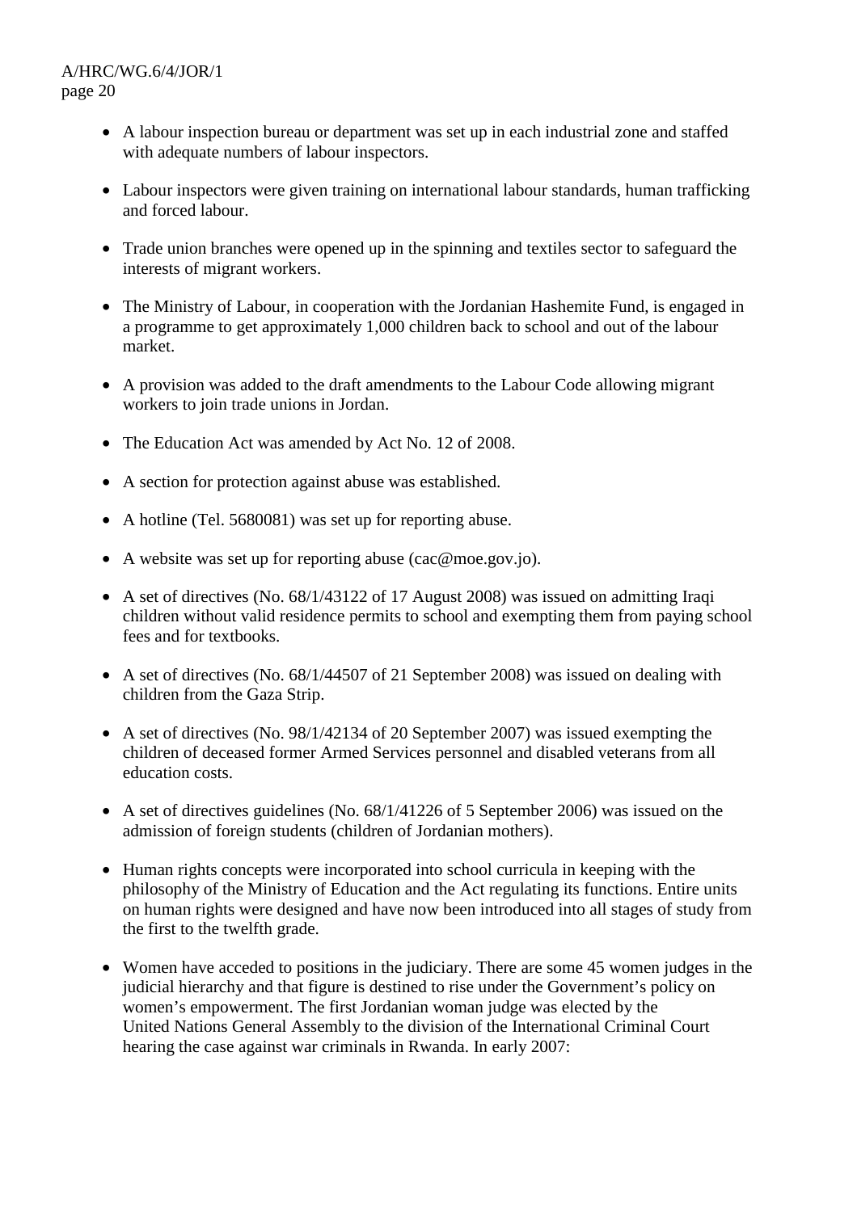- A labour inspection bureau or department was set up in each industrial zone and staffed with adequate numbers of labour inspectors.

- Labour inspectors were given training on international labour standards, human trafficking and forced labour.

- Trade union branches were opened up in the spinning and textiles sector to safeguard the interests of migrant workers.

- The Ministry of Labour, in cooperation with the Jordanian Hashemite Fund, is engaged in a programme to get approximately 1,000 children back to school and out of the labour market.

- A provision was added to the draft amendments to the Labour Code allowing migrant workers to join trade unions in Jordan.

- The Education Act was amended by Act No. 12 of 2008.

- A section for protection against abuse was established.

- A hotline (Tel. 5680081) was set up for reporting abuse.

- A website was set up for reporting abuse (cac@moe.gov.jo).

- A set of directives (No. 68/1/43122 of 17 August 2008) was issued on admitting Iraqi children without valid residence permits to school and exempting them from paying school fees and for textbooks.

- A set of directives (No. 68/1/44507 of 21 September 2008) was issued on dealing with children from the Gaza Strip.

- A set of directives (No. 98/1/42134 of 20 September 2007) was issued exempting the children of deceased former Armed Services personnel and disabled veterans from all education costs.

- A set of directives guidelines (No. 68/1/41226 of 5 September 2006) was issued on the admission of foreign students (children of Jordanian mothers).

- Human rights concepts were incorporated into school curricula in keeping with the philosophy of the Ministry of Education and the Act regulating its functions. Entire units on human rights were designed and have now been introduced into all stages of study from the first to the twelfth grade.

- Women have acceded to positions in the judiciary. There are some 45 women judges in the judicial hierarchy and that figure is destined to rise under the Government's policy on women's empowerment. The first Jordanian woman judge was elected by the United Nations General Assembly to the division of the International Criminal Court hearing the case against war criminals in Rwanda. In early 2007: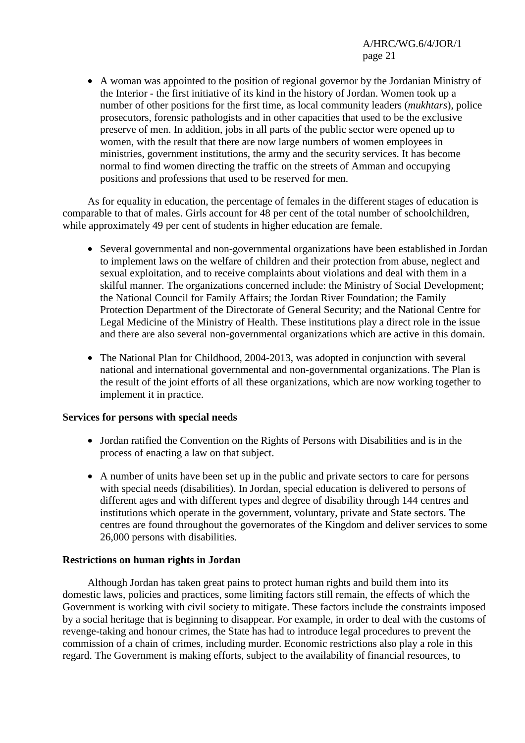- A woman was appointed to the position of regional governor by the Jordanian Ministry of the Interior - the first initiative of its kind in the history of Jordan. Women took up a number of other positions for the first time, as local community leaders (*mukhtars*), police prosecutors, forensic pathologists and in other capacities that used to be the exclusive preserve of men. In addition, jobs in all parts of the public sector were opened up to women, with the result that there are now large numbers of women employees in ministries, government institutions, the army and the security services. It has become normal to find women directing the traffic on the streets of Amman and occupying positions and professions that used to be reserved for men.

As for equality in education, the percentage of females in the different stages of education is comparable to that of males. Girls account for 48 per cent of the total number of schoolchildren, while approximately 49 per cent of students in higher education are female.

- Several governmental and non-governmental organizations have been established in Jordan to implement laws on the welfare of children and their protection from abuse, neglect and sexual exploitation, and to receive complaints about violations and deal with them in a skilful manner. The organizations concerned include: the Ministry of Social Development; the National Council for Family Affairs; the Jordan River Foundation; the Family Protection Department of the Directorate of General Security; and the National Centre for Legal Medicine of the Ministry of Health. These institutions play a direct role in the issue and there are also several non-governmental organizations which are active in this domain.

- The National Plan for Childhood, 2004-2013, was adopted in conjunction with several national and international governmental and non-governmental organizations. The Plan is the result of the joint efforts of all these organizations, which are now working together to implement it in practice.

**Services for persons with special needs**

- Jordan ratified the Convention on the Rights of Persons with Disabilities and is in the process of enacting a law on that subject.

- A number of units have been set up in the public and private sectors to care for persons with special needs (disabilities). In Jordan, special education is delivered to persons of different ages and with different types and degree of disability through 144 centres and institutions which operate in the government, voluntary, private and State sectors. The centres are found throughout the governorates of the Kingdom and deliver services to some 26,000 persons with disabilities.

**Restrictions on human rights in Jordan**

Although Jordan has taken great pains to protect human rights and build them into its domestic laws, policies and practices, some limiting factors still remain, the effects of which the Government is working with civil society to mitigate. These factors include the constraints imposed by a social heritage that is beginning to disappear. For example, in order to deal with the customs of revenge-taking and honour crimes, the State has had to introduce legal procedures to prevent the commission of a chain of crimes, including murder. Economic restrictions also play a role in this regard. The Government is making efforts, subject to the availability of financial resources, to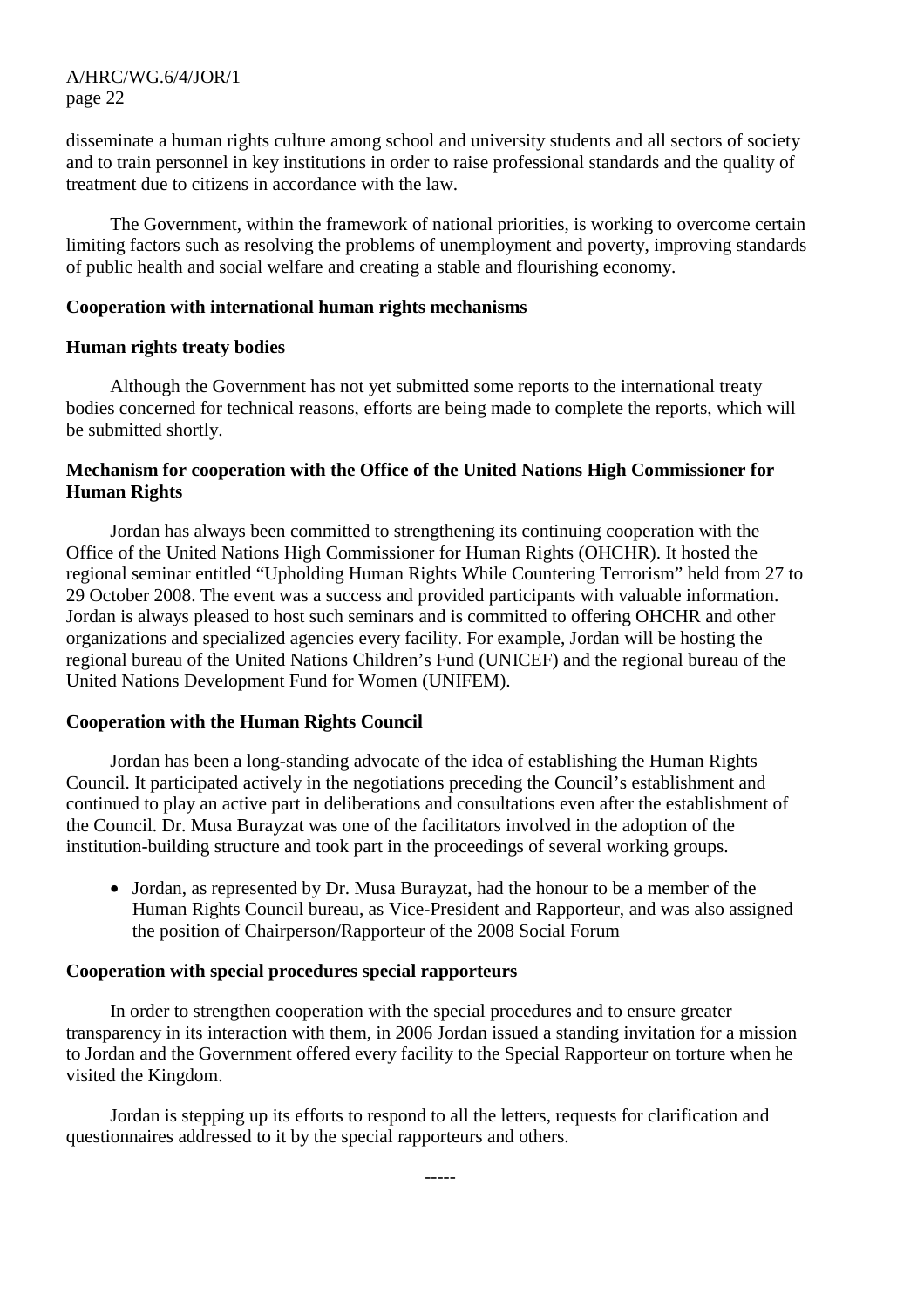disseminate a human rights culture among school and university students and all sectors of society and to train personnel in key institutions in order to raise professional standards and the quality of treatment due to citizens in accordance with the law.

The Government, within the framework of national priorities, is working to overcome certain limiting factors such as resolving the problems of unemployment and poverty, improving standards of public health and social welfare and creating a stable and flourishing economy.

**Cooperation with international human rights mechanisms**

**Human rights treaty bodies**

Although the Government has not yet submitted some reports to the international treaty bodies concerned for technical reasons, efforts are being made to complete the reports, which will be submitted shortly.

**Mechanism for cooperation with the Office of the United Nations High Commissioner for Human Rights**

Jordan has always been committed to strengthening its continuing cooperation with the Office of the United Nations High Commissioner for Human Rights (OHCHR). It hosted the regional seminar entitled "Upholding Human Rights While Countering Terrorism" held from 27 to 29 October 2008. The event was a success and provided participants with valuable information. Jordan is always pleased to host such seminars and is committed to offering OHCHR and other organizations and specialized agencies every facility. For example, Jordan will be hosting the regional bureau of the United Nations Children's Fund (UNICEF) and the regional bureau of the United Nations Development Fund for Women (UNIFEM).

**Cooperation with the Human Rights Council**

Jordan has been a long-standing advocate of the idea of establishing the Human Rights Council. It participated actively in the negotiations preceding the Council's establishment and continued to play an active part in deliberations and consultations even after the establishment of the Council. Dr. Musa Burayzat was one of the facilitators involved in the adoption of the institution-building structure and took part in the proceedings of several working groups.

- Jordan, as represented by Dr. Musa Burayzat, had the honour to be a member of the Human Rights Council bureau, as Vice-President and Rapporteur, and was also assigned the position of Chairperson/Rapporteur of the 2008 Social Forum

**Cooperation with special procedures special rapporteurs**

In order to strengthen cooperation with the special procedures and to ensure greater transparency in its interaction with them, in 2006 Jordan issued a standing invitation for a mission to Jordan and the Government offered every facility to the Special Rapporteur on torture when he visited the Kingdom.

Jordan is stepping up its efforts to respond to all the letters, requests for clarification and questionnaires addressed to it by the special rapporteurs and others.

-----